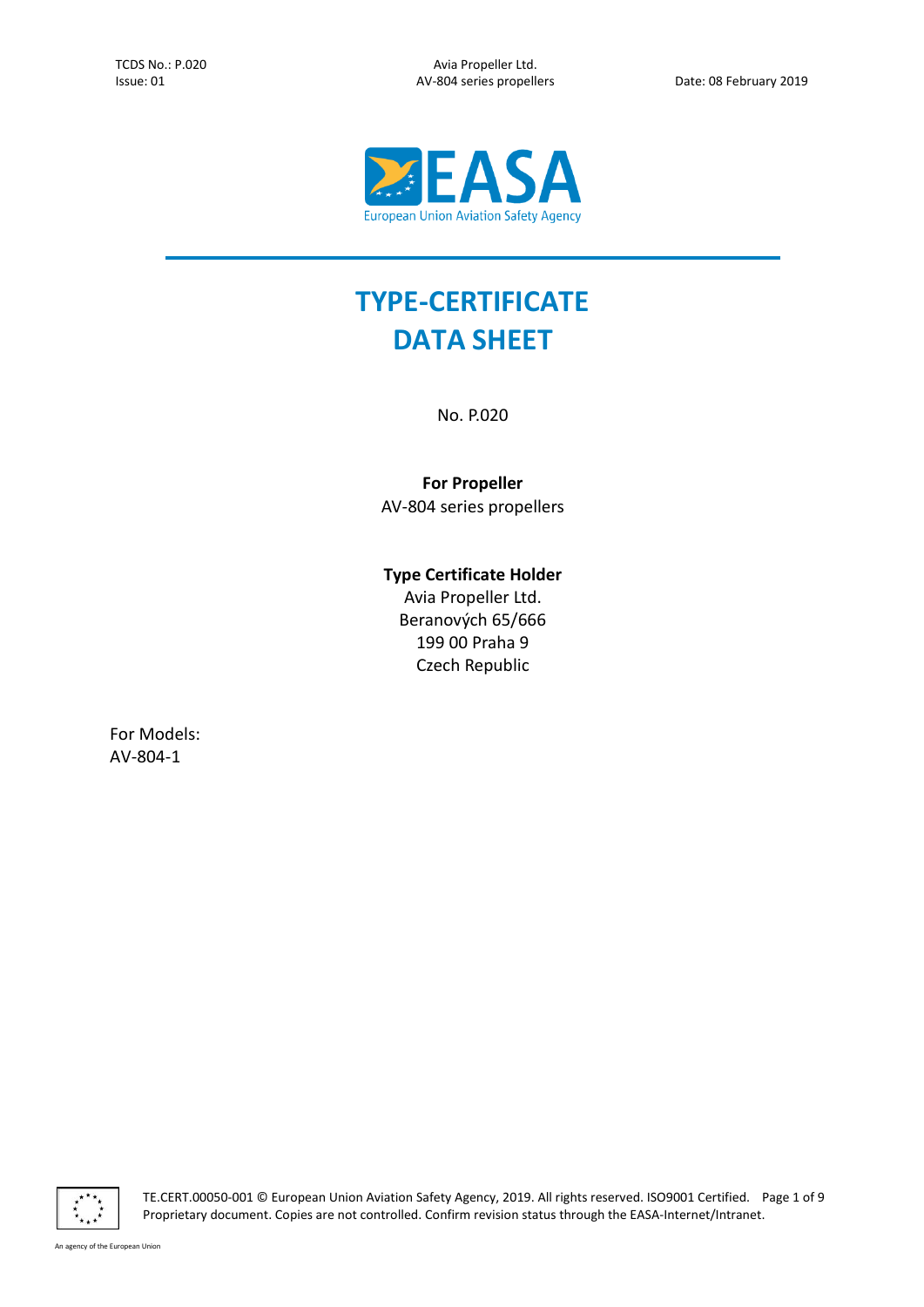# TYPE-CERTIFICATE DATA SHEET

No. P.020

**For Propeller**
AV-804 series propellers

**Type Certificate Holder**
Avia Propeller Ltd.
Beranových 65/666
199 00 Praha 9
Czech Republic

For Models:
AV-804-1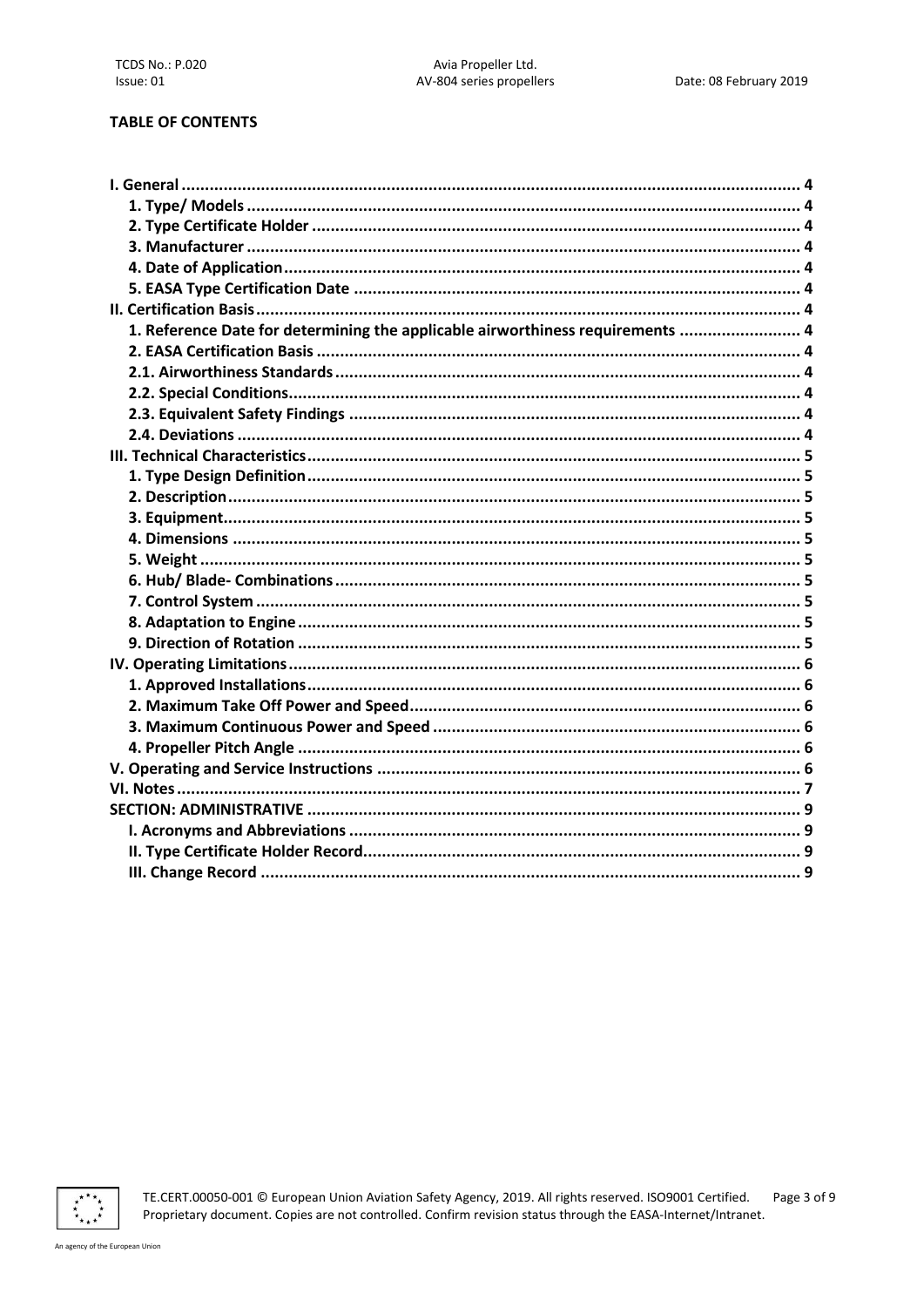**TABLE OF CONTENTS**

- **I. General** ... 4
  - **1. Type/ Models** ... 4
  - **2. Type Certificate Holder** ... 4
  - **3. Manufacturer** ... 4
  - **4. Date of Application** ... 4
  - **5. EASA Type Certification Date** ... 4
- **II. Certification Basis** ... 4
  - **1. Reference Date for determining the applicable airworthiness requirements** ... 4
  - **2. EASA Certification Basis** ... 4
  - **2.1. Airworthiness Standards** ... 4
  - **2.2. Special Conditions** ... 4
  - **2.3. Equivalent Safety Findings** ... 4
  - **2.4. Deviations** ... 4
- **III. Technical Characteristics** ... 5
  - **1. Type Design Definition** ... 5
  - **2. Description** ... 5
  - **3. Equipment** ... 5
  - **4. Dimensions** ... 5
  - **5. Weight** ... 5
  - **6. Hub/ Blade- Combinations** ... 5
  - **7. Control System** ... 5
  - **8. Adaptation to Engine** ... 5
  - **9. Direction of Rotation** ... 5
- **IV. Operating Limitations** ... 6
  - **1. Approved Installations** ... 6
  - **2. Maximum Take Off Power and Speed** ... 6
  - **3. Maximum Continuous Power and Speed** ... 6
  - **4. Propeller Pitch Angle** ... 6
- **V. Operating and Service Instructions** ... 6
- **VI. Notes** ... 7
- **SECTION: ADMINISTRATIVE** ... 9
  - **I. Acronyms and Abbreviations** ... 9
  - **II. Type Certificate Holder Record** ... 9
  - **III. Change Record** ... 9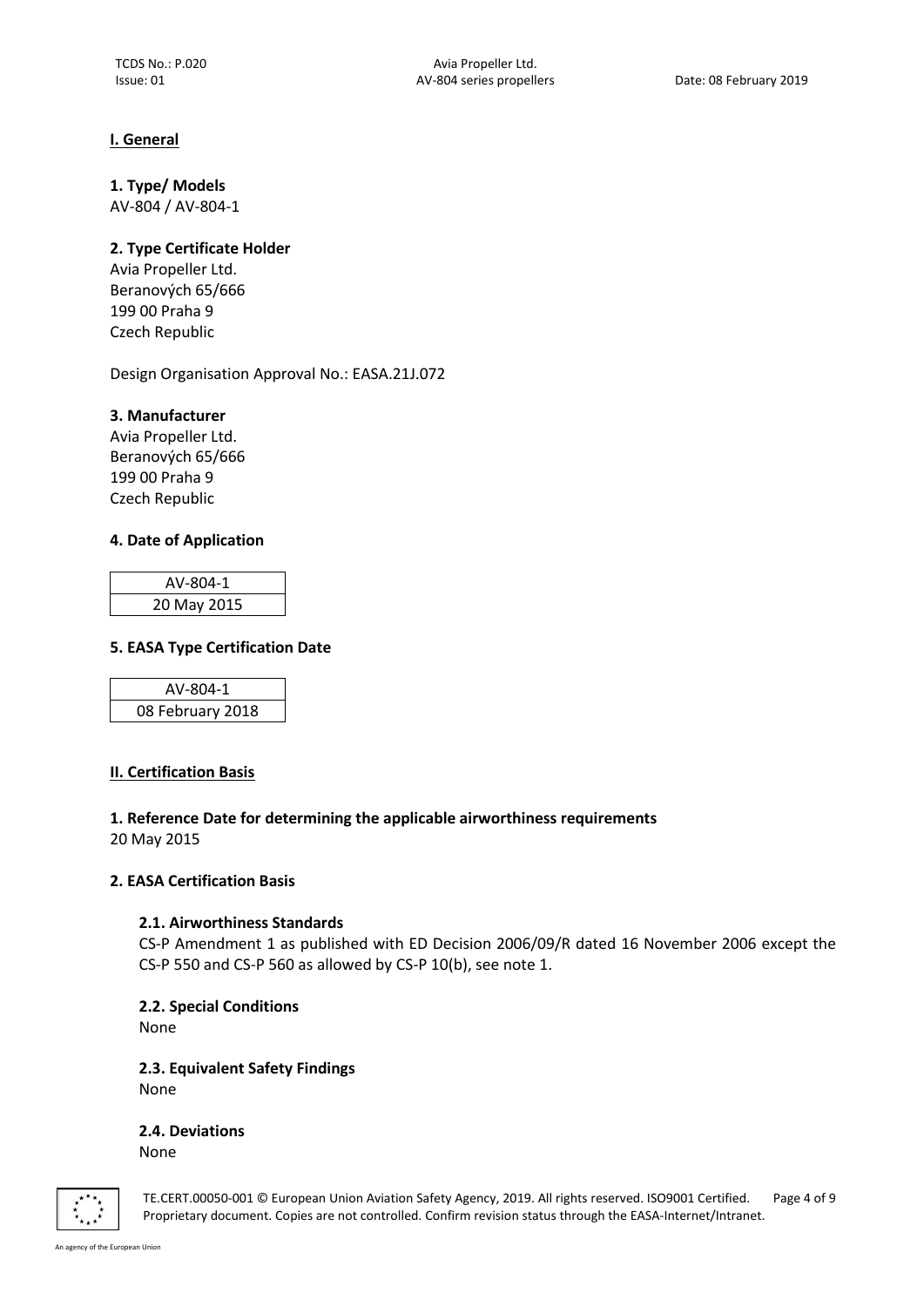## I. General

### 1. Type/ Models

AV-804 / AV-804-1

### 2. Type Certificate Holder

Avia Propeller Ltd.
Beranových 65/666
199 00 Praha 9
Czech Republic

Design Organisation Approval No.: EASA.21J.072

### 3. Manufacturer

Avia Propeller Ltd.
Beranových 65/666
199 00 Praha 9
Czech Republic

### 4. Date of Application

| AV-804-1 |
|---|
| 20 May 2015 |

### 5. EASA Type Certification Date

| AV-804-1 |
|---|
| 08 February 2018 |

## II. Certification Basis

### 1. Reference Date for determining the applicable airworthiness requirements

20 May 2015

### 2. EASA Certification Basis

#### 2.1. Airworthiness Standards

CS-P Amendment 1 as published with ED Decision 2006/09/R dated 16 November 2006 except the CS-P 550 and CS-P 560 as allowed by CS-P 10(b), see note 1.

#### 2.2. Special Conditions

None

#### 2.3. Equivalent Safety Findings

None

#### 2.4. Deviations

None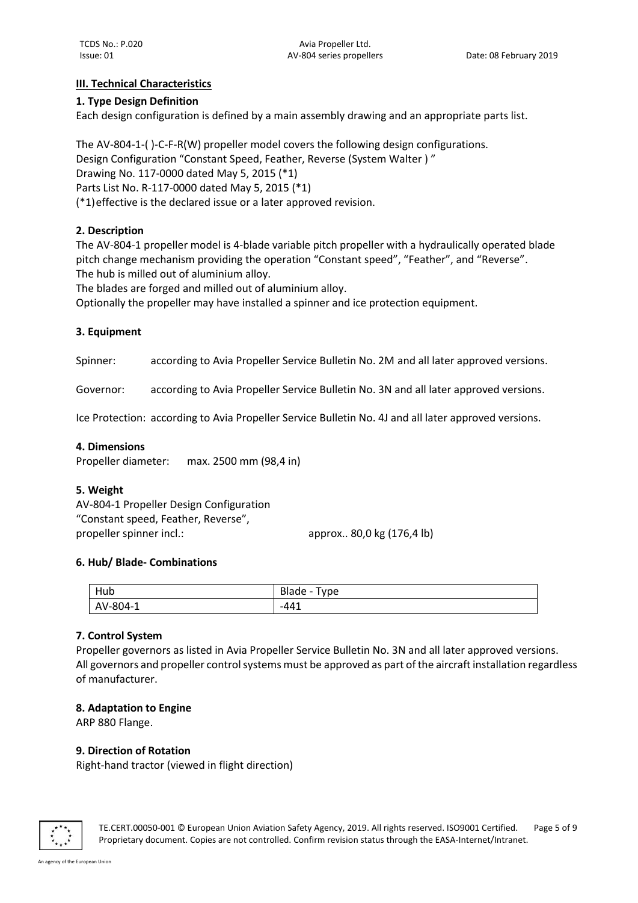## III. Technical Characteristics

### 1. Type Design Definition

Each design configuration is defined by a main assembly drawing and an appropriate parts list.

The AV-804-1-( )-C-F-R(W) propeller model covers the following design configurations.
Design Configuration "Constant Speed, Feather, Reverse (System Walter ) "
Drawing No. 117-0000 dated May 5, 2015 (*1)
Parts List No. R-117-0000 dated May 5, 2015 (*1)
(*1) effective is the declared issue or a later approved revision.

### 2. Description

The AV-804-1 propeller model is 4-blade variable pitch propeller with a hydraulically operated blade pitch change mechanism providing the operation "Constant speed", "Feather", and "Reverse".
The hub is milled out of aluminium alloy.
The blades are forged and milled out of aluminium alloy.
Optionally the propeller may have installed a spinner and ice protection equipment.

### 3. Equipment

Spinner: according to Avia Propeller Service Bulletin No. 2M and all later approved versions.

Governor: according to Avia Propeller Service Bulletin No. 3N and all later approved versions.

Ice Protection: according to Avia Propeller Service Bulletin No. 4J and all later approved versions.

### 4. Dimensions

Propeller diameter: max. 2500 mm (98,4 in)

### 5. Weight

AV-804-1 Propeller Design Configuration
"Constant speed, Feather, Reverse",
propeller spinner incl.: approx.. 80,0 kg (176,4 lb)

### 6. Hub/ Blade- Combinations

| Hub | Blade - Type |
|---|---|
| AV-804-1 | -441 |

### 7. Control System

Propeller governors as listed in Avia Propeller Service Bulletin No. 3N and all later approved versions.
All governors and propeller control systems must be approved as part of the aircraft installation regardless of manufacturer.

### 8. Adaptation to Engine

ARP 880 Flange.

### 9. Direction of Rotation

Right-hand tractor (viewed in flight direction)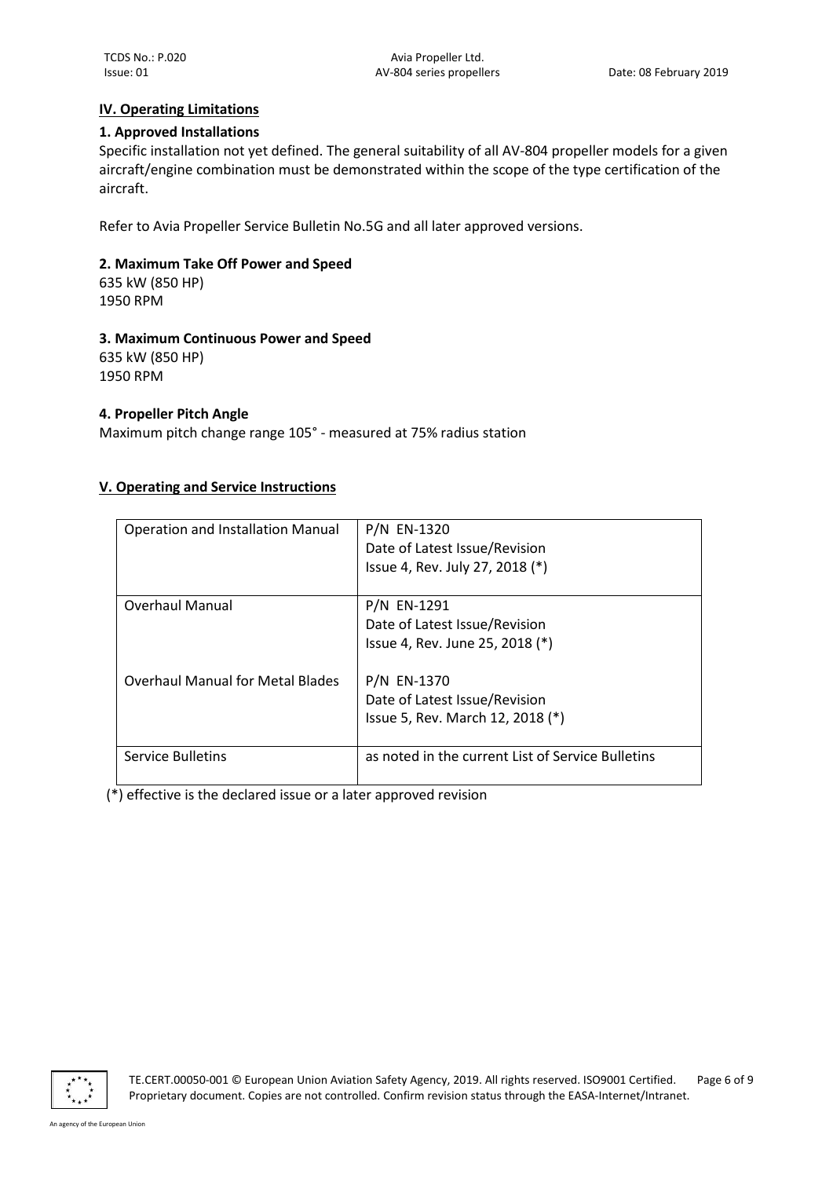## IV. Operating Limitations

### 1. Approved Installations

Specific installation not yet defined. The general suitability of all AV-804 propeller models for a given aircraft/engine combination must be demonstrated within the scope of the type certification of the aircraft.

Refer to Avia Propeller Service Bulletin No.5G and all later approved versions.

### 2. Maximum Take Off Power and Speed

635 kW (850 HP)
1950 RPM

### 3. Maximum Continuous Power and Speed

635 kW (850 HP)
1950 RPM

### 4. Propeller Pitch Angle

Maximum pitch change range 105° - measured at 75% radius station

## V. Operating and Service Instructions

| | |
|---|---|
| Operation and Installation Manual | P/N EN-1320<br>Date of Latest Issue/Revision<br>Issue 4, Rev. July 27, 2018 (*) |
| Overhaul Manual | P/N EN-1291<br>Date of Latest Issue/Revision<br>Issue 4, Rev. June 25, 2018 (*) |
| Overhaul Manual for Metal Blades | P/N EN-1370<br>Date of Latest Issue/Revision<br>Issue 5, Rev. March 12, 2018 (*) |
| Service Bulletins | as noted in the current List of Service Bulletins |

(*) effective is the declared issue or a later approved revision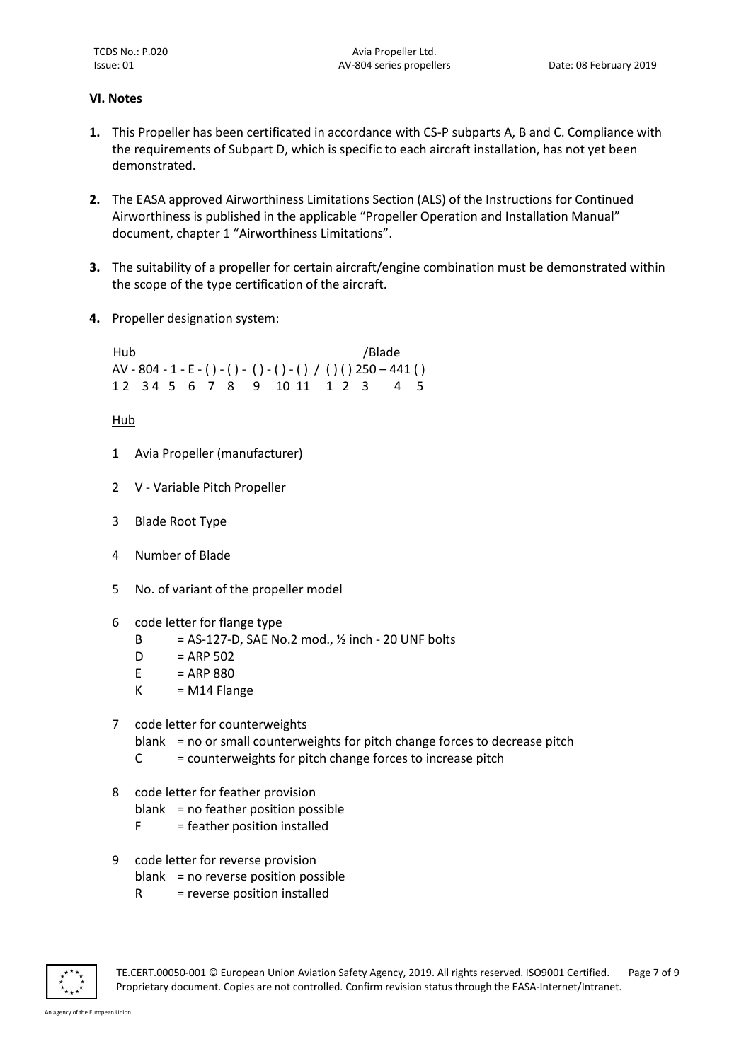## VI. Notes

1. This Propeller has been certificated in accordance with CS-P subparts A, B and C. Compliance with the requirements of Subpart D, which is specific to each aircraft installation, has not yet been demonstrated.

2. The EASA approved Airworthiness Limitations Section (ALS) of the Instructions for Continued Airworthiness is published in the applicable "Propeller Operation and Installation Manual" document, chapter 1 "Airworthiness Limitations".

3. The suitability of a propeller for certain aircraft/engine combination must be demonstrated within the scope of the type certification of the aircraft.

4. Propeller designation system:

```
Hub                                            /Blade
AV - 804 - 1 - E - ( ) - ( ) -  ( ) - ( ) - ( ) / ( ) ( ) 250 – 441 ( )
1 2   3 4  5   6   7   8     9    10 11    1  2  3       4   5
```

Hub

1 Avia Propeller (manufacturer)

2 V - Variable Pitch Propeller

3 Blade Root Type

4 Number of Blade

5 No. of variant of the propeller model

6 code letter for flange type
   - B = AS-127-D, SAE No.2 mod., ½ inch - 20 UNF bolts
   - D = ARP 502
   - E = ARP 880
   - K = M14 Flange

7 code letter for counterweights
   - blank = no or small counterweights for pitch change forces to decrease pitch
   - C = counterweights for pitch change forces to increase pitch

8 code letter for feather provision
   - blank = no feather position possible
   - F = feather position installed

9 code letter for reverse provision
   - blank = no reverse position possible
   - R = reverse position installed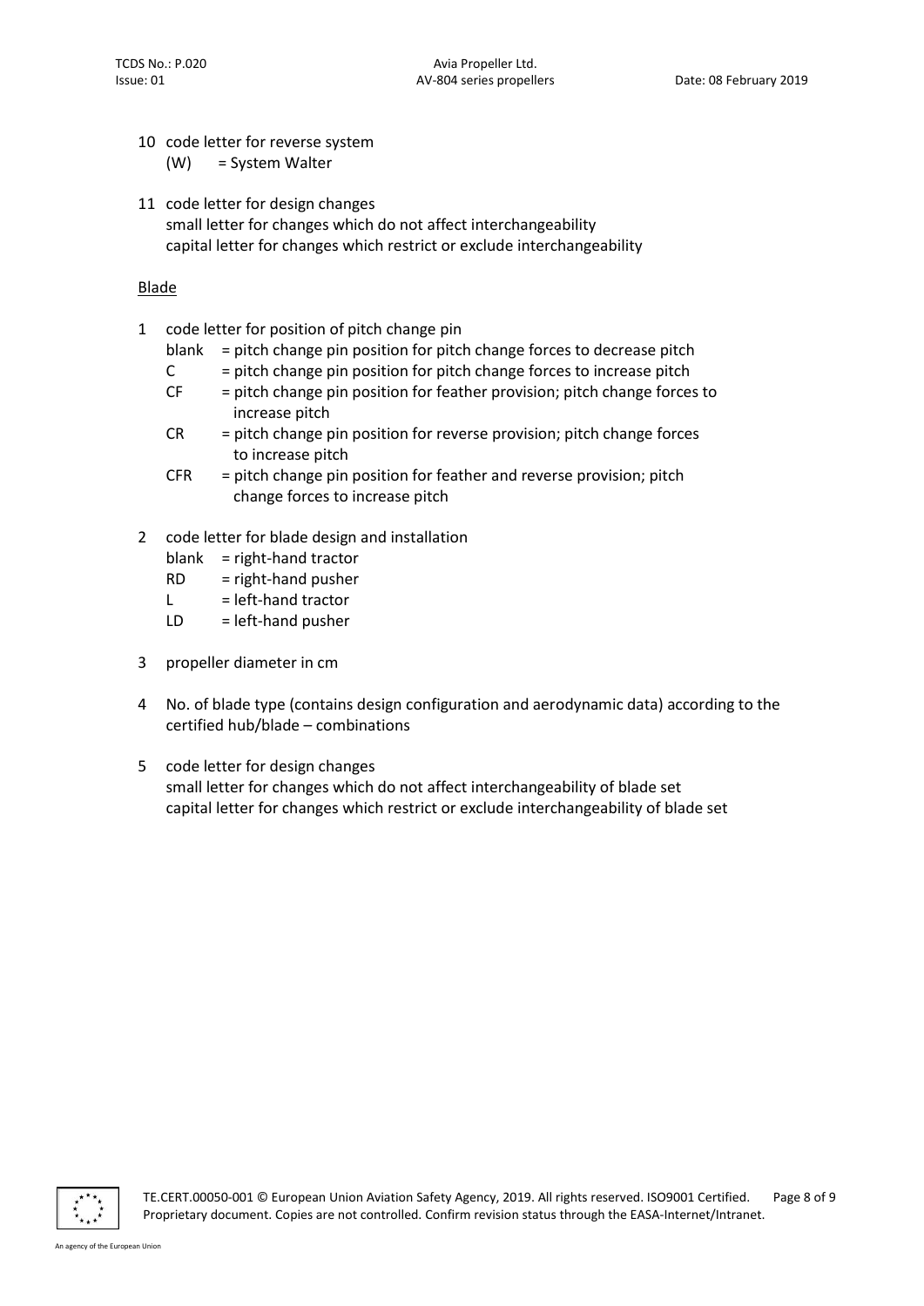10 code letter for reverse system
   (W) = System Walter

11 code letter for design changes
   small letter for changes which do not affect interchangeability
   capital letter for changes which restrict or exclude interchangeability

Blade

1 code letter for position of pitch change pin
   - blank = pitch change pin position for pitch change forces to decrease pitch
   - C = pitch change pin position for pitch change forces to increase pitch
   - CF = pitch change pin position for feather provision; pitch change forces to increase pitch
   - CR = pitch change pin position for reverse provision; pitch change forces to increase pitch
   - CFR = pitch change pin position for feather and reverse provision; pitch change forces to increase pitch

2 code letter for blade design and installation
   - blank = right-hand tractor
   - RD = right-hand pusher
   - L = left-hand tractor
   - LD = left-hand pusher

3 propeller diameter in cm

4 No. of blade type (contains design configuration and aerodynamic data) according to the certified hub/blade – combinations

5 code letter for design changes
   small letter for changes which do not affect interchangeability of blade set
   capital letter for changes which restrict or exclude interchangeability of blade set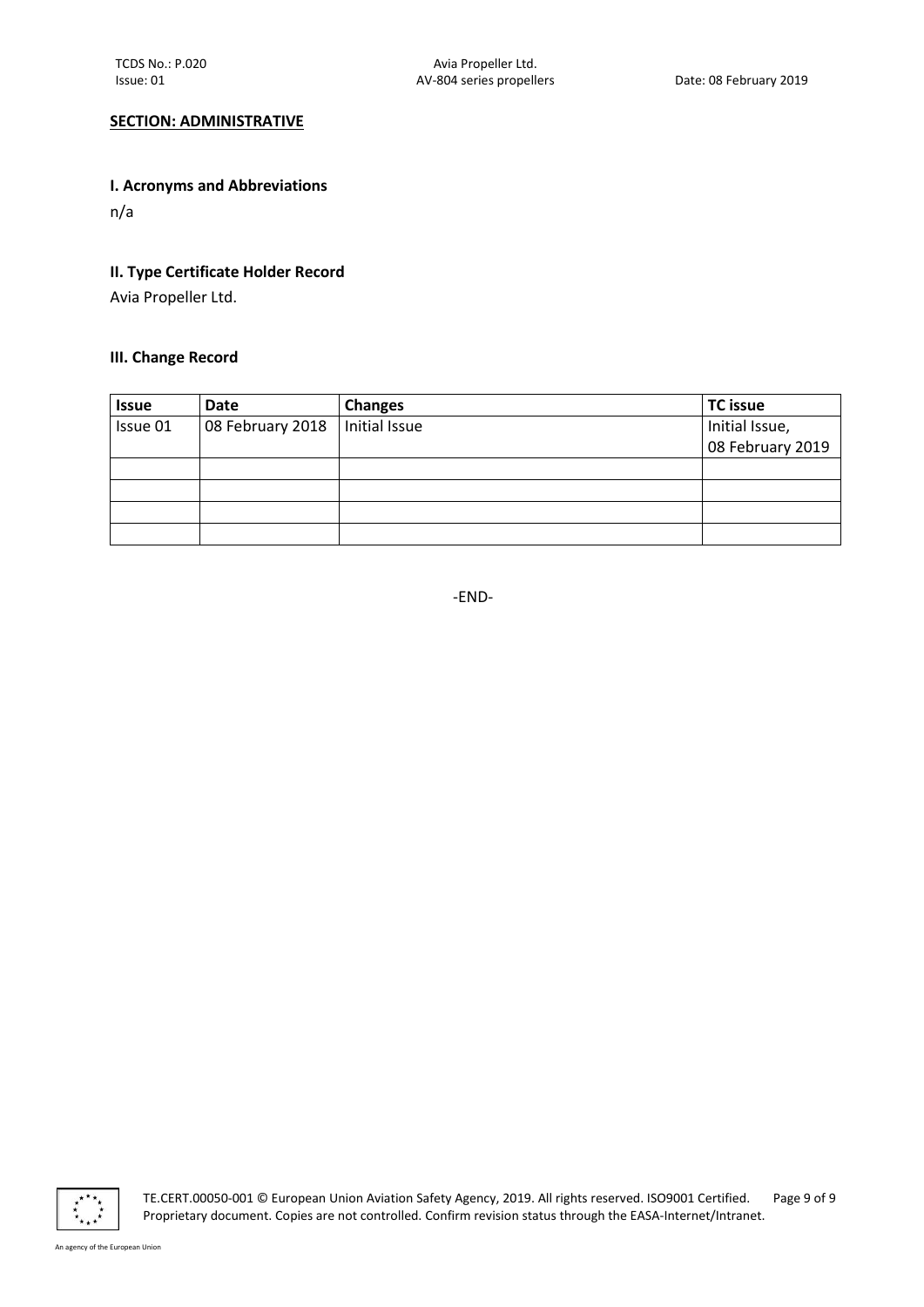**SECTION: ADMINISTRATIVE**

**I. Acronyms and Abbreviations**

n/a

**II. Type Certificate Holder Record**

Avia Propeller Ltd.

**III. Change Record**

| Issue | Date | Changes | TC issue |
|---|---|---|---|
| Issue 01 | 08 February 2018 | Initial Issue | Initial Issue, 08 February 2019 |
| | | | |
| | | | |
| | | | |
| | | | |

-END-